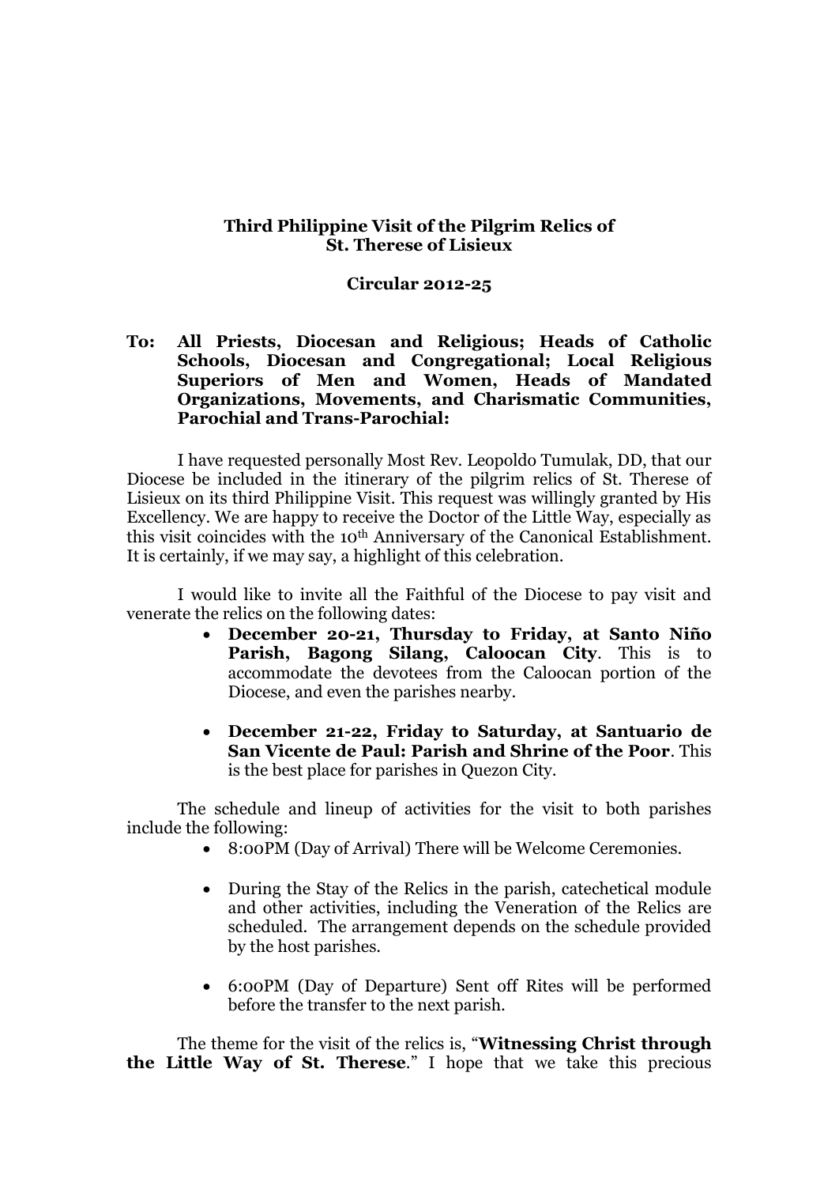**Third Philippine Visit of the Pilgrim Relics of St. Therese of Lisieux**

**Circular 2012-25**

**To: All Priests, Diocesan and Religious; Heads of Catholic Schools, Diocesan and Congregational; Local Religious Superiors of Men and Women, Heads of Mandated Organizations, Movements, and Charismatic Communities, Parochial and Trans-Parochial:**

I have requested personally Most Rev. Leopoldo Tumulak, DD, that our Diocese be included in the itinerary of the pilgrim relics of St. Therese of Lisieux on its third Philippine Visit. This request was willingly granted by His Excellency. We are happy to receive the Doctor of the Little Way, especially as this visit coincides with the 10th Anniversary of the Canonical Establishment. It is certainly, if we may say, a highlight of this celebration.

I would like to invite all the Faithful of the Diocese to pay visit and venerate the relics on the following dates:

- **December 20-21, Thursday to Friday, at Santo Niño Parish, Bagong Silang, Caloocan City**. This is to accommodate the devotees from the Caloocan portion of the Diocese, and even the parishes nearby.
- **December 21-22, Friday to Saturday, at Santuario de San Vicente de Paul: Parish and Shrine of the Poor**. This is the best place for parishes in Quezon City.

The schedule and lineup of activities for the visit to both parishes include the following:

- 8:00PM (Day of Arrival) There will be Welcome Ceremonies.
- During the Stay of the Relics in the parish, catechetical module and other activities, including the Veneration of the Relics are scheduled. The arrangement depends on the schedule provided by the host parishes.
- 6:00PM (Day of Departure) Sent off Rites will be performed before the transfer to the next parish.

The theme for the visit of the relics is, "**Witnessing Christ through the Little Way of St. Therese**." I hope that we take this precious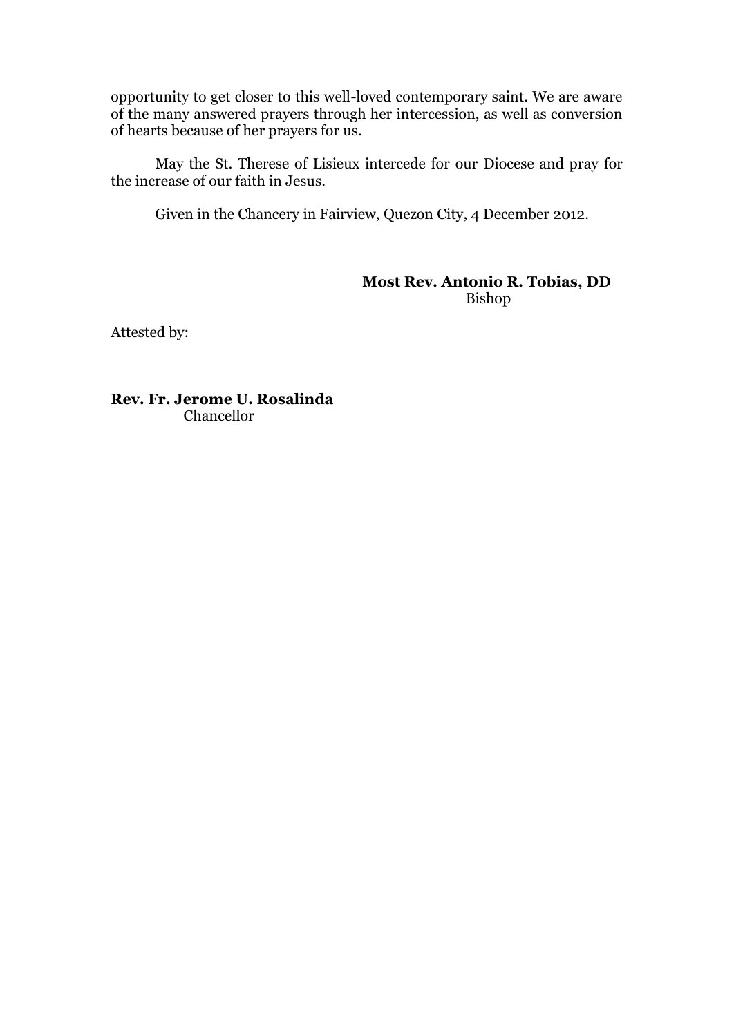opportunity to get closer to this well-loved contemporary saint. We are aware of the many answered prayers through her intercession, as well as conversion of hearts because of her prayers for us.

May the St. Therese of Lisieux intercede for our Diocese and pray for the increase of our faith in Jesus.

Given in the Chancery in Fairview, Quezon City, 4 December 2012.

**Most Rev. Antonio R. Tobias, DD**
Bishop

Attested by:

**Rev. Fr. Jerome U. Rosalinda**
Chancellor